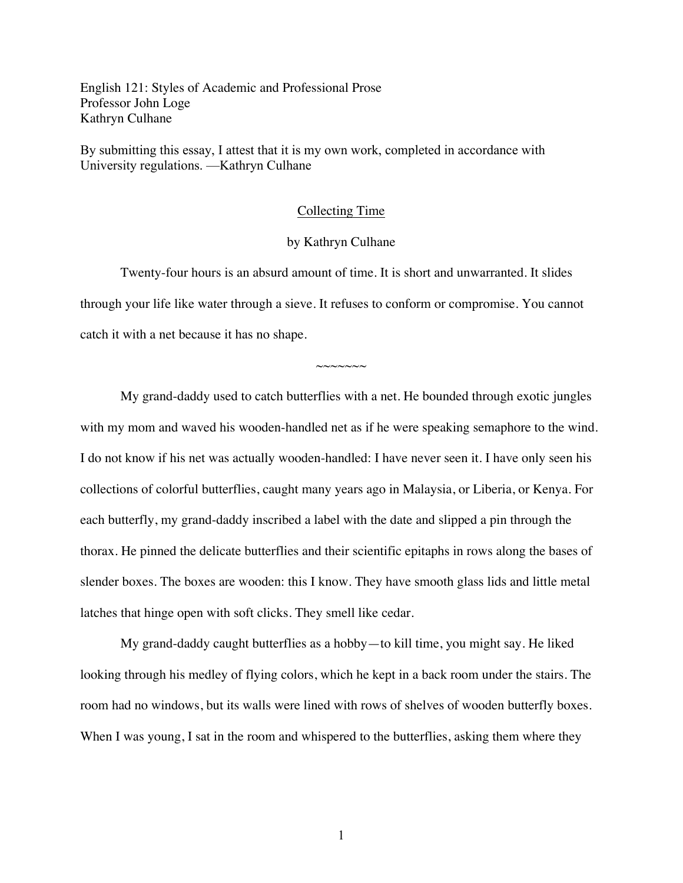English 121: Styles of Academic and Professional Prose
Professor John Loge
Kathryn Culhane

By submitting this essay, I attest that it is my own work, completed in accordance with University regulations. —Kathryn Culhane

# Collecting Time

by Kathryn Culhane

Twenty-four hours is an absurd amount of time. It is short and unwarranted. It slides through your life like water through a sieve. It refuses to conform or compromise. You cannot catch it with a net because it has no shape.

~~~~~~~

My grand-daddy used to catch butterflies with a net. He bounded through exotic jungles with my mom and waved his wooden-handled net as if he were speaking semaphore to the wind. I do not know if his net was actually wooden-handled: I have never seen it. I have only seen his collections of colorful butterflies, caught many years ago in Malaysia, or Liberia, or Kenya. For each butterfly, my grand-daddy inscribed a label with the date and slipped a pin through the thorax. He pinned the delicate butterflies and their scientific epitaphs in rows along the bases of slender boxes. The boxes are wooden: this I know. They have smooth glass lids and little metal latches that hinge open with soft clicks. They smell like cedar.

My grand-daddy caught butterflies as a hobby—to kill time, you might say. He liked looking through his medley of flying colors, which he kept in a back room under the stairs. The room had no windows, but its walls were lined with rows of shelves of wooden butterfly boxes. When I was young, I sat in the room and whispered to the butterflies, asking them where they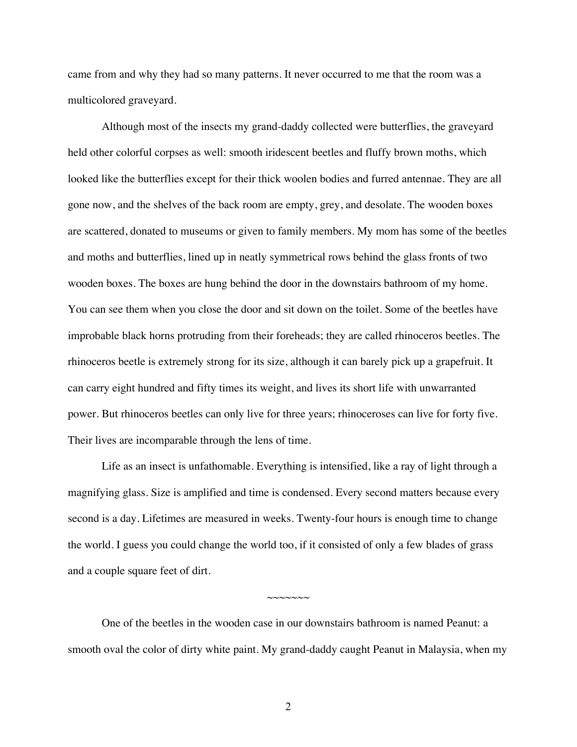came from and why they had so many patterns. It never occurred to me that the room was a multicolored graveyard.

Although most of the insects my grand-daddy collected were butterflies, the graveyard held other colorful corpses as well: smooth iridescent beetles and fluffy brown moths, which looked like the butterflies except for their thick woolen bodies and furred antennae. They are all gone now, and the shelves of the back room are empty, grey, and desolate. The wooden boxes are scattered, donated to museums or given to family members. My mom has some of the beetles and moths and butterflies, lined up in neatly symmetrical rows behind the glass fronts of two wooden boxes. The boxes are hung behind the door in the downstairs bathroom of my home. You can see them when you close the door and sit down on the toilet. Some of the beetles have improbable black horns protruding from their foreheads; they are called rhinoceros beetles. The rhinoceros beetle is extremely strong for its size, although it can barely pick up a grapefruit. It can carry eight hundred and fifty times its weight, and lives its short life with unwarranted power. But rhinoceros beetles can only live for three years; rhinoceroses can live for forty five. Their lives are incomparable through the lens of time.

Life as an insect is unfathomable. Everything is intensified, like a ray of light through a magnifying glass. Size is amplified and time is condensed. Every second matters because every second is a day. Lifetimes are measured in weeks. Twenty-four hours is enough time to change the world. I guess you could change the world too, if it consisted of only a few blades of grass and a couple square feet of dirt.

~~~~~~~

One of the beetles in the wooden case in our downstairs bathroom is named Peanut: a smooth oval the color of dirty white paint. My grand-daddy caught Peanut in Malaysia, when my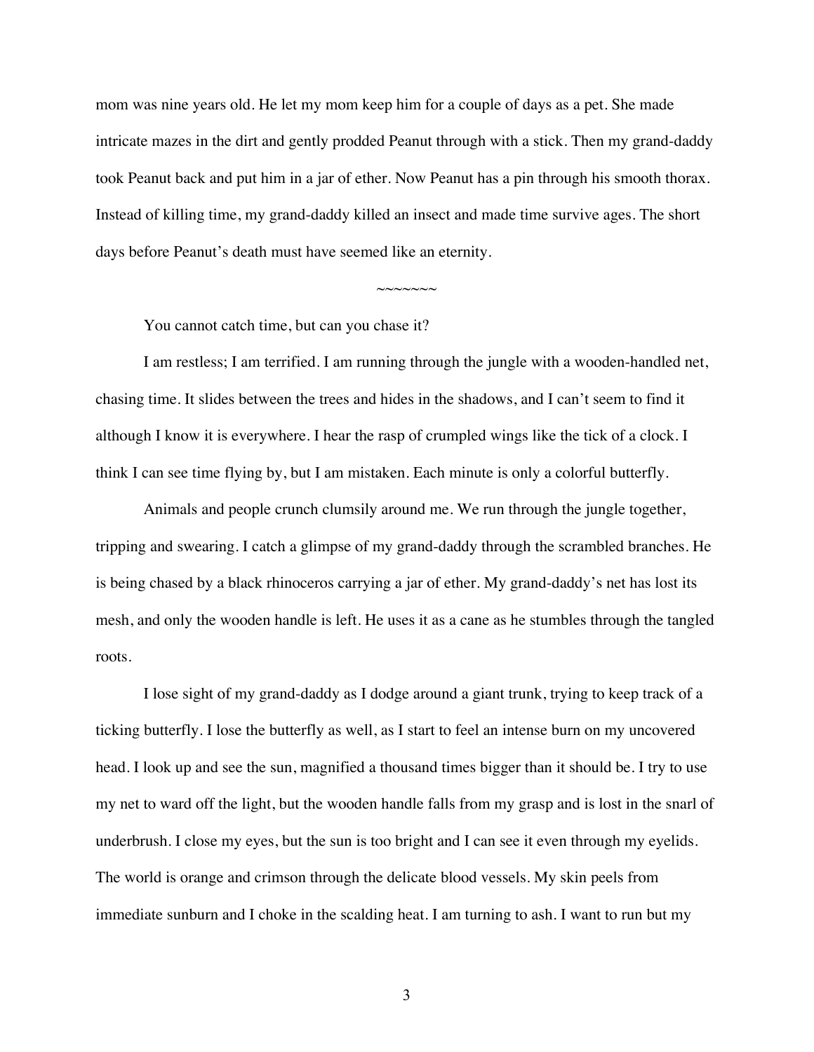mom was nine years old. He let my mom keep him for a couple of days as a pet. She made intricate mazes in the dirt and gently prodded Peanut through with a stick. Then my grand-daddy took Peanut back and put him in a jar of ether. Now Peanut has a pin through his smooth thorax. Instead of killing time, my grand-daddy killed an insect and made time survive ages. The short days before Peanut's death must have seemed like an eternity.

~~~~~~~

You cannot catch time, but can you chase it?

I am restless; I am terrified. I am running through the jungle with a wooden-handled net, chasing time. It slides between the trees and hides in the shadows, and I can't seem to find it although I know it is everywhere. I hear the rasp of crumpled wings like the tick of a clock. I think I can see time flying by, but I am mistaken. Each minute is only a colorful butterfly.

Animals and people crunch clumsily around me. We run through the jungle together, tripping and swearing. I catch a glimpse of my grand-daddy through the scrambled branches. He is being chased by a black rhinoceros carrying a jar of ether. My grand-daddy's net has lost its mesh, and only the wooden handle is left. He uses it as a cane as he stumbles through the tangled roots.

I lose sight of my grand-daddy as I dodge around a giant trunk, trying to keep track of a ticking butterfly. I lose the butterfly as well, as I start to feel an intense burn on my uncovered head. I look up and see the sun, magnified a thousand times bigger than it should be. I try to use my net to ward off the light, but the wooden handle falls from my grasp and is lost in the snarl of underbrush. I close my eyes, but the sun is too bright and I can see it even through my eyelids. The world is orange and crimson through the delicate blood vessels. My skin peels from immediate sunburn and I choke in the scalding heat. I am turning to ash. I want to run but my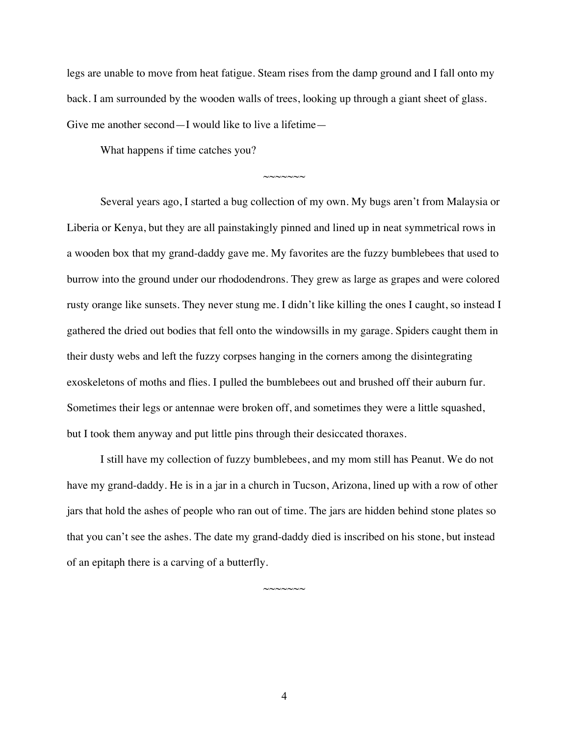legs are unable to move from heat fatigue. Steam rises from the damp ground and I fall onto my back. I am surrounded by the wooden walls of trees, looking up through a giant sheet of glass. Give me another second—I would like to live a lifetime—

What happens if time catches you?

~~~~~~~

Several years ago, I started a bug collection of my own. My bugs aren't from Malaysia or Liberia or Kenya, but they are all painstakingly pinned and lined up in neat symmetrical rows in a wooden box that my grand-daddy gave me. My favorites are the fuzzy bumblebees that used to burrow into the ground under our rhododendrons. They grew as large as grapes and were colored rusty orange like sunsets. They never stung me. I didn't like killing the ones I caught, so instead I gathered the dried out bodies that fell onto the windowsills in my garage. Spiders caught them in their dusty webs and left the fuzzy corpses hanging in the corners among the disintegrating exoskeletons of moths and flies. I pulled the bumblebees out and brushed off their auburn fur. Sometimes their legs or antennae were broken off, and sometimes they were a little squashed, but I took them anyway and put little pins through their desiccated thoraxes.

I still have my collection of fuzzy bumblebees, and my mom still has Peanut. We do not have my grand-daddy. He is in a jar in a church in Tucson, Arizona, lined up with a row of other jars that hold the ashes of people who ran out of time. The jars are hidden behind stone plates so that you can't see the ashes. The date my grand-daddy died is inscribed on his stone, but instead of an epitaph there is a carving of a butterfly.

~~~~~~~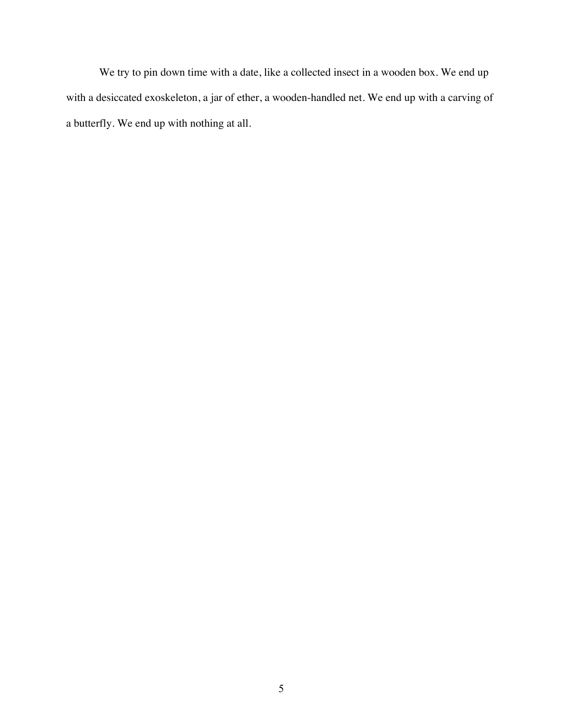We try to pin down time with a date, like a collected insect in a wooden box. We end up with a desiccated exoskeleton, a jar of ether, a wooden-handled net. We end up with a carving of a butterfly. We end up with nothing at all.